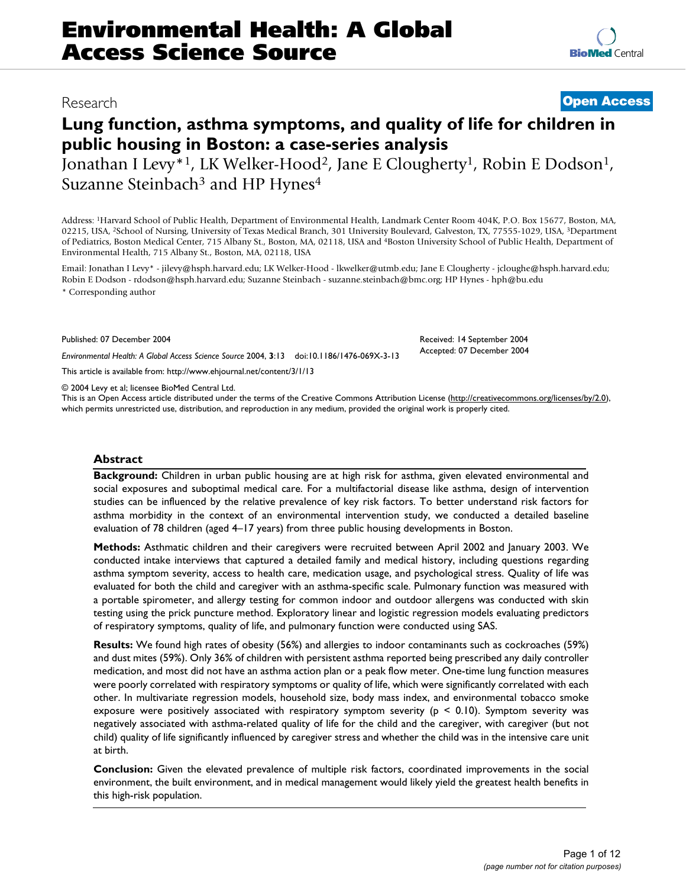Research **Open Access**

# Lung function, asthma symptoms, and quality of life for children in public housing in Boston: a case-series analysis

Jonathan I Levy*[1], LK Welker-Hood[2], Jane E Clougherty[1], Robin E Dodson[1], Suzanne Steinbach[3] and HP Hynes[4]

Address: [1]Harvard School of Public Health, Department of Environmental Health, Landmark Center Room 404K, P.O. Box 15677, Boston, MA, 02215, USA, [2]School of Nursing, University of Texas Medical Branch, 301 University Boulevard, Galveston, TX, 77555-1029, USA, [3]Department of Pediatrics, Boston Medical Center, 715 Albany St., Boston, MA, 02118, USA and [4]Boston University School of Public Health, Department of Environmental Health, 715 Albany St., Boston, MA, 02118, USA

Email: Jonathan I Levy* - jilevy@hsph.harvard.edu; LK Welker-Hood - lkwelker@utmb.edu; Jane E Clougherty - jcloughe@hsph.harvard.edu; Robin E Dodson - rdodson@hsph.harvard.edu; Suzanne Steinbach - suzanne.steinbach@bmc.org; HP Hynes - hph@bu.edu

* Corresponding author

Published: 07 December 2004

*Environmental Health: A Global Access Science Source* 2004, **3**:13 doi:10.1186/1476-069X-3-13

Received: 14 September 2004

Accepted: 07 December 2004

This article is available from: http://www.ehjournal.net/content/3/1/13

© 2004 Levy et al; licensee BioMed Central Ltd.

This is an Open Access article distributed under the terms of the Creative Commons Attribution License (http://creativecommons.org/licenses/by/2.0), which permits unrestricted use, distribution, and reproduction in any medium, provided the original work is properly cited.

## Abstract

**Background:** Children in urban public housing are at high risk for asthma, given elevated environmental and social exposures and suboptimal medical care. For a multifactorial disease like asthma, design of intervention studies can be influenced by the relative prevalence of key risk factors. To better understand risk factors for asthma morbidity in the context of an environmental intervention study, we conducted a detailed baseline evaluation of 78 children (aged 4–17 years) from three public housing developments in Boston.

**Methods:** Asthmatic children and their caregivers were recruited between April 2002 and January 2003. We conducted intake interviews that captured a detailed family and medical history, including questions regarding asthma symptom severity, access to health care, medication usage, and psychological stress. Quality of life was evaluated for both the child and caregiver with an asthma-specific scale. Pulmonary function was measured with a portable spirometer, and allergy testing for common indoor and outdoor allergens was conducted with skin testing using the prick puncture method. Exploratory linear and logistic regression models evaluating predictors of respiratory symptoms, quality of life, and pulmonary function were conducted using SAS.

**Results:** We found high rates of obesity (56%) and allergies to indoor contaminants such as cockroaches (59%) and dust mites (59%). Only 36% of children with persistent asthma reported being prescribed any daily controller medication, and most did not have an asthma action plan or a peak flow meter. One-time lung function measures were poorly correlated with respiratory symptoms or quality of life, which were significantly correlated with each other. In multivariate regression models, household size, body mass index, and environmental tobacco smoke exposure were positively associated with respiratory symptom severity ($p < 0.10$). Symptom severity was negatively associated with asthma-related quality of life for the child and the caregiver, with caregiver (but not child) quality of life significantly influenced by caregiver stress and whether the child was in the intensive care unit at birth.

**Conclusion:** Given the elevated prevalence of multiple risk factors, coordinated improvements in the social environment, the built environment, and in medical management would likely yield the greatest health benefits in this high-risk population.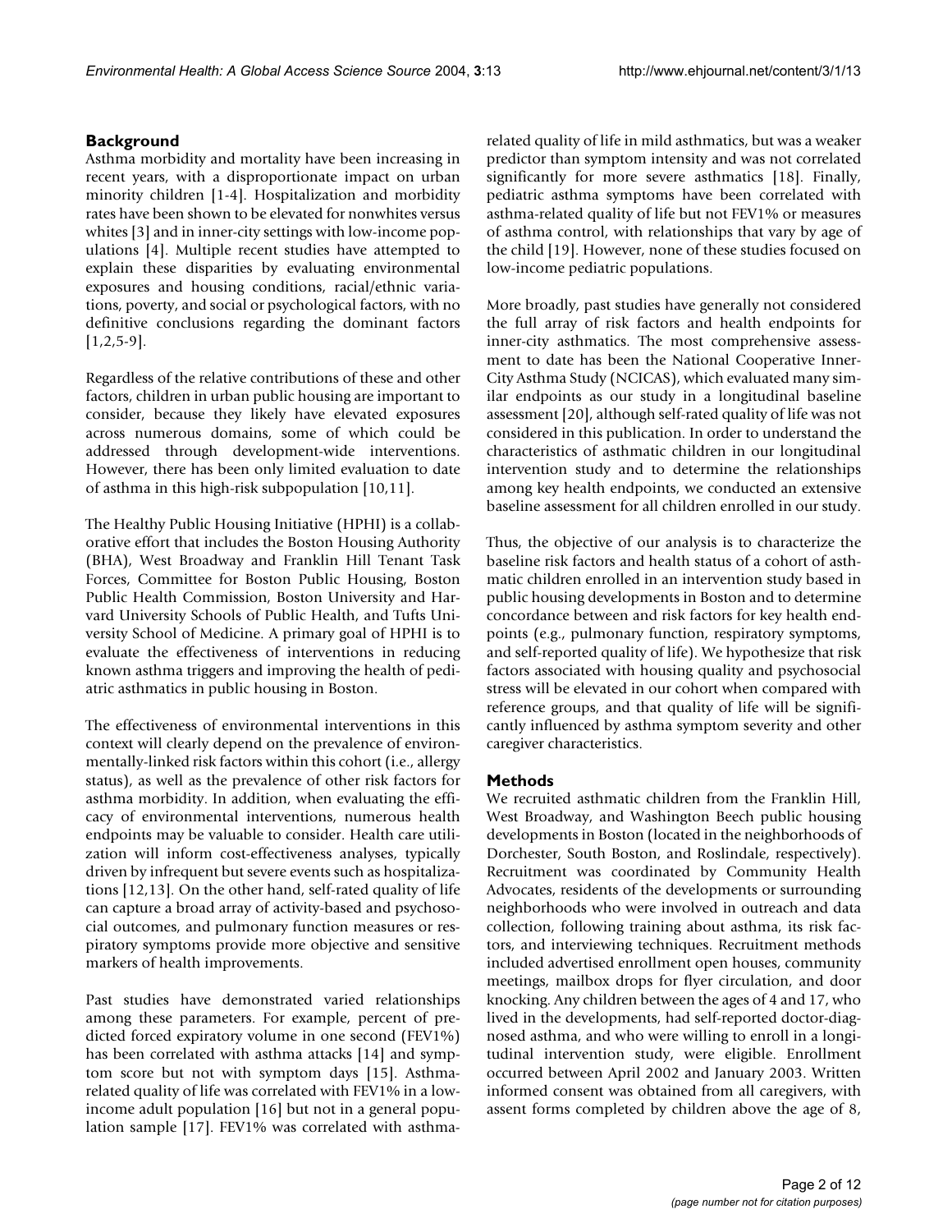## Background

Asthma morbidity and mortality have been increasing in recent years, with a disproportionate impact on urban minority children [1-4]. Hospitalization and morbidity rates have been shown to be elevated for nonwhites versus whites [3] and in inner-city settings with low-income populations [4]. Multiple recent studies have attempted to explain these disparities by evaluating environmental exposures and housing conditions, racial/ethnic variations, poverty, and social or psychological factors, with no definitive conclusions regarding the dominant factors [1,2,5-9].

Regardless of the relative contributions of these and other factors, children in urban public housing are important to consider, because they likely have elevated exposures across numerous domains, some of which could be addressed through development-wide interventions. However, there has been only limited evaluation to date of asthma in this high-risk subpopulation [10,11].

The Healthy Public Housing Initiative (HPHI) is a collaborative effort that includes the Boston Housing Authority (BHA), West Broadway and Franklin Hill Tenant Task Forces, Committee for Boston Public Housing, Boston Public Health Commission, Boston University and Harvard University Schools of Public Health, and Tufts University School of Medicine. A primary goal of HPHI is to evaluate the effectiveness of interventions in reducing known asthma triggers and improving the health of pediatric asthmatics in public housing in Boston.

The effectiveness of environmental interventions in this context will clearly depend on the prevalence of environmentally-linked risk factors within this cohort (i.e., allergy status), as well as the prevalence of other risk factors for asthma morbidity. In addition, when evaluating the efficacy of environmental interventions, numerous health endpoints may be valuable to consider. Health care utilization will inform cost-effectiveness analyses, typically driven by infrequent but severe events such as hospitalizations [12,13]. On the other hand, self-rated quality of life can capture a broad array of activity-based and psychosocial outcomes, and pulmonary function measures or respiratory symptoms provide more objective and sensitive markers of health improvements.

Past studies have demonstrated varied relationships among these parameters. For example, percent of predicted forced expiratory volume in one second (FEV1%) has been correlated with asthma attacks [14] and symptom score but not with symptom days [15]. Asthma-related quality of life was correlated with FEV1% in a low-income adult population [16] but not in a general population sample [17]. FEV1% was correlated with asthma-related quality of life in mild asthmatics, but was a weaker predictor than symptom intensity and was not correlated significantly for more severe asthmatics [18]. Finally, pediatric asthma symptoms have been correlated with asthma-related quality of life but not FEV1% or measures of asthma control, with relationships that vary by age of the child [19]. However, none of these studies focused on low-income pediatric populations.

More broadly, past studies have generally not considered the full array of risk factors and health endpoints for inner-city asthmatics. The most comprehensive assessment to date has been the National Cooperative Inner-City Asthma Study (NCICAS), which evaluated many similar endpoints as our study in a longitudinal baseline assessment [20], although self-rated quality of life was not considered in this publication. In order to understand the characteristics of asthmatic children in our longitudinal intervention study and to determine the relationships among key health endpoints, we conducted an extensive baseline assessment for all children enrolled in our study.

Thus, the objective of our analysis is to characterize the baseline risk factors and health status of a cohort of asthmatic children enrolled in an intervention study based in public housing developments in Boston and to determine concordance between and risk factors for key health endpoints (e.g., pulmonary function, respiratory symptoms, and self-reported quality of life). We hypothesize that risk factors associated with housing quality and psychosocial stress will be elevated in our cohort when compared with reference groups, and that quality of life will be significantly influenced by asthma symptom severity and other caregiver characteristics.

## Methods

We recruited asthmatic children from the Franklin Hill, West Broadway, and Washington Beech public housing developments in Boston (located in the neighborhoods of Dorchester, South Boston, and Roslindale, respectively). Recruitment was coordinated by Community Health Advocates, residents of the developments or surrounding neighborhoods who were involved in outreach and data collection, following training about asthma, its risk factors, and interviewing techniques. Recruitment methods included advertised enrollment open houses, community meetings, mailbox drops for flyer circulation, and door knocking. Any children between the ages of 4 and 17, who lived in the developments, had self-reported doctor-diagnosed asthma, and who were willing to enroll in a longitudinal intervention study, were eligible. Enrollment occurred between April 2002 and January 2003. Written informed consent was obtained from all caregivers, with assent forms completed by children above the age of 8,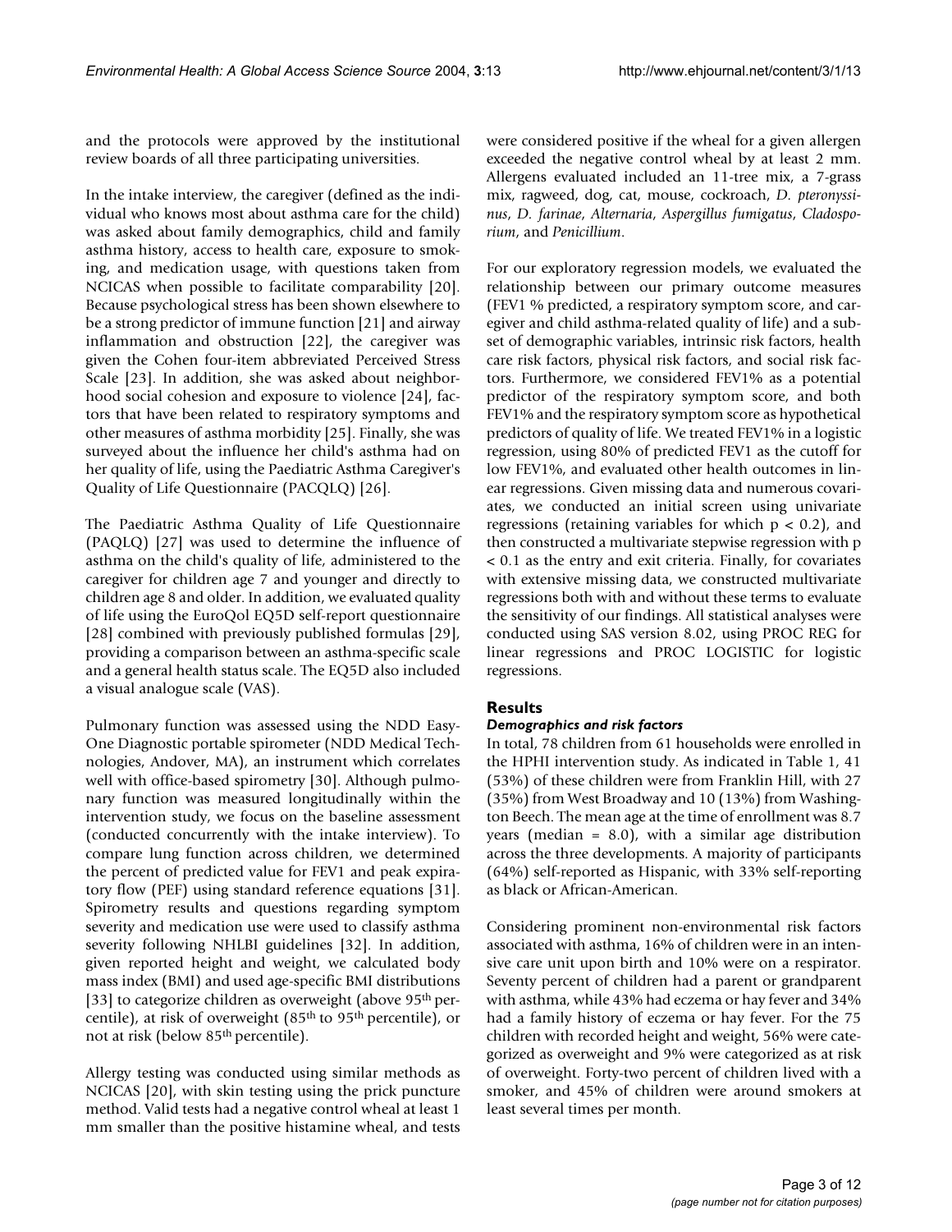and the protocols were approved by the institutional review boards of all three participating universities.

In the intake interview, the caregiver (defined as the individual who knows most about asthma care for the child) was asked about family demographics, child and family asthma history, access to health care, exposure to smoking, and medication usage, with questions taken from NCICAS when possible to facilitate comparability [20]. Because psychological stress has been shown elsewhere to be a strong predictor of immune function [21] and airway inflammation and obstruction [22], the caregiver was given the Cohen four-item abbreviated Perceived Stress Scale [23]. In addition, she was asked about neighborhood social cohesion and exposure to violence [24], factors that have been related to respiratory symptoms and other measures of asthma morbidity [25]. Finally, she was surveyed about the influence her child's asthma had on her quality of life, using the Paediatric Asthma Caregiver's Quality of Life Questionnaire (PACQLQ) [26].

The Paediatric Asthma Quality of Life Questionnaire (PAQLQ) [27] was used to determine the influence of asthma on the child's quality of life, administered to the caregiver for children age 7 and younger and directly to children age 8 and older. In addition, we evaluated quality of life using the EuroQol EQ5D self-report questionnaire [28] combined with previously published formulas [29], providing a comparison between an asthma-specific scale and a general health status scale. The EQ5D also included a visual analogue scale (VAS).

Pulmonary function was assessed using the NDD Easy-One Diagnostic portable spirometer (NDD Medical Technologies, Andover, MA), an instrument which correlates well with office-based spirometry [30]. Although pulmonary function was measured longitudinally within the intervention study, we focus on the baseline assessment (conducted concurrently with the intake interview). To compare lung function across children, we determined the percent of predicted value for FEV1 and peak expiratory flow (PEF) using standard reference equations [31]. Spirometry results and questions regarding symptom severity and medication use were used to classify asthma severity following NHLBI guidelines [32]. In addition, given reported height and weight, we calculated body mass index (BMI) and used age-specific BMI distributions [33] to categorize children as overweight (above 95$^{th}$ percentile), at risk of overweight (85$^{th}$ to 95$^{th}$ percentile), or not at risk (below 85$^{th}$ percentile).

Allergy testing was conducted using similar methods as NCICAS [20], with skin testing using the prick puncture method. Valid tests had a negative control wheal at least 1 mm smaller than the positive histamine wheal, and tests were considered positive if the wheal for a given allergen exceeded the negative control wheal by at least 2 mm. Allergens evaluated included an 11-tree mix, a 7-grass mix, ragweed, dog, cat, mouse, cockroach, *D. pteronyssinus*, *D. farinae*, *Alternaria*, *Aspergillus fumigatus*, *Cladosporium*, and *Penicillium*.

For our exploratory regression models, we evaluated the relationship between our primary outcome measures (FEV1 % predicted, a respiratory symptom score, and caregiver and child asthma-related quality of life) and a subset of demographic variables, intrinsic risk factors, health care risk factors, physical risk factors, and social risk factors. Furthermore, we considered FEV1% as a potential predictor of the respiratory symptom score, and both FEV1% and the respiratory symptom score as hypothetical predictors of quality of life. We treated FEV1% in a logistic regression, using 80% of predicted FEV1 as the cutoff for low FEV1%, and evaluated other health outcomes in linear regressions. Given missing data and numerous covariates, we conducted an initial screen using univariate regressions (retaining variables for which $p < 0.2$), and then constructed a multivariate stepwise regression with $p < 0.1$ as the entry and exit criteria. Finally, for covariates with extensive missing data, we constructed multivariate regressions both with and without these terms to evaluate the sensitivity of our findings. All statistical analyses were conducted using SAS version 8.02, using PROC REG for linear regressions and PROC LOGISTIC for logistic regressions.

## Results

### *Demographics and risk factors*

In total, 78 children from 61 households were enrolled in the HPHI intervention study. As indicated in Table 1, 41 (53%) of these children were from Franklin Hill, with 27 (35%) from West Broadway and 10 (13%) from Washington Beech. The mean age at the time of enrollment was 8.7 years (median = 8.0), with a similar age distribution across the three developments. A majority of participants (64%) self-reported as Hispanic, with 33% self-reporting as black or African-American.

Considering prominent non-environmental risk factors associated with asthma, 16% of children were in an intensive care unit upon birth and 10% were on a respirator. Seventy percent of children had a parent or grandparent with asthma, while 43% had eczema or hay fever and 34% had a family history of eczema or hay fever. For the 75 children with recorded height and weight, 56% were categorized as overweight and 9% were categorized as at risk of overweight. Forty-two percent of children lived with a smoker, and 45% of children were around smokers at least several times per month.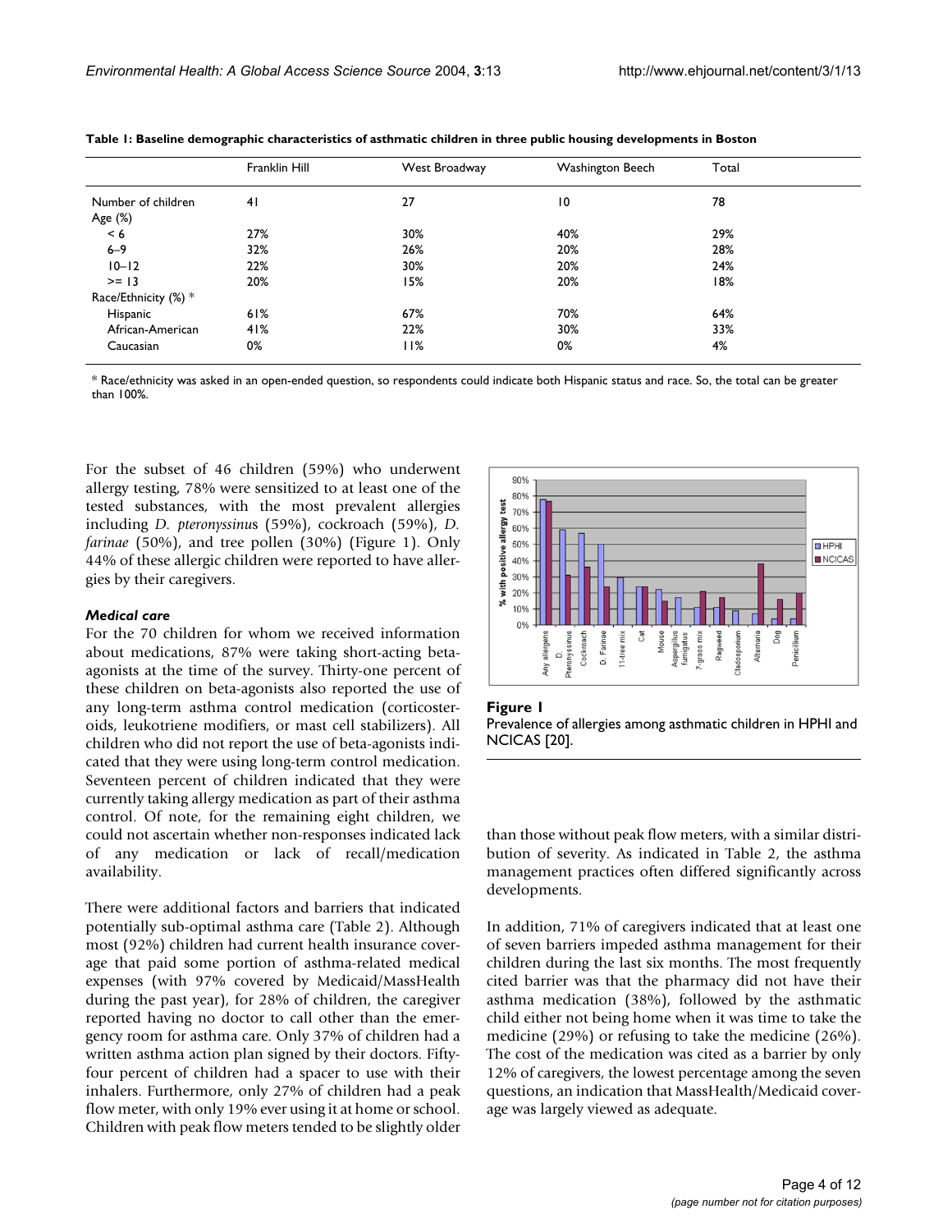**Table 1: Baseline demographic characteristics of asthmatic children in three public housing developments in Boston**

| | Franklin Hill | West Broadway | Washington Beech | Total |
|---|---|---|---|---|
| Number of children | 41 | 27 | 10 | 78 |
| Age (%) | | | | |
| < 6 | 27% | 30% | 40% | 29% |
| 6–9 | 32% | 26% | 20% | 28% |
| 10–12 | 22% | 30% | 20% | 24% |
| >= 13 | 20% | 15% | 20% | 18% |
| Race/Ethnicity (%) * | | | | |
| Hispanic | 61% | 67% | 70% | 64% |
| African-American | 41% | 22% | 30% | 33% |
| Caucasian | 0% | 11% | 0% | 4% |

* Race/ethnicity was asked in an open-ended question, so respondents could indicate both Hispanic status and race. So, the total can be greater than 100%.

For the subset of 46 children (59%) who underwent allergy testing, 78% were sensitized to at least one of the tested substances, with the most prevalent allergies including *D. pteronyssinus* (59%), cockroach (59%), *D. farinae* (50%), and tree pollen (30%) (Figure 1). Only 44% of these allergic children were reported to have allergies by their caregivers.

**Figure 1**
Prevalence of allergies among asthmatic children in HPHI and NCICAS [20].

### *Medical care*

For the 70 children for whom we received information about medications, 87% were taking short-acting beta-agonists at the time of the survey. Thirty-one percent of these children on beta-agonists also reported the use of any long-term asthma control medication (corticosteroids, leukotriene modifiers, or mast cell stabilizers). All children who did not report the use of beta-agonists indicated that they were using long-term control medication. Seventeen percent of children indicated that they were currently taking allergy medication as part of their asthma control. Of note, for the remaining eight children, we could not ascertain whether non-responses indicated lack of any medication or lack of recall/medication availability.

There were additional factors and barriers that indicated potentially sub-optimal asthma care (Table 2). Although most (92%) children had current health insurance coverage that paid some portion of asthma-related medical expenses (with 97% covered by Medicaid/MassHealth during the past year), for 28% of children, the caregiver reported having no doctor to call other than the emergency room for asthma care. Only 37% of children had a written asthma action plan signed by their doctors. Fifty-four percent of children had a spacer to use with their inhalers. Furthermore, only 27% of children had a peak flow meter, with only 19% ever using it at home or school. Children with peak flow meters tended to be slightly older than those without peak flow meters, with a similar distribution of severity. As indicated in Table 2, the asthma management practices often differed significantly across developments.

In addition, 71% of caregivers indicated that at least one of seven barriers impeded asthma management for their children during the last six months. The most frequently cited barrier was that the pharmacy did not have their asthma medication (38%), followed by the asthmatic child either not being home when it was time to take the medicine (29%) or refusing to take the medicine (26%). The cost of the medication was cited as a barrier by only 12% of caregivers, the lowest percentage among the seven questions, an indication that MassHealth/Medicaid coverage was largely viewed as adequate.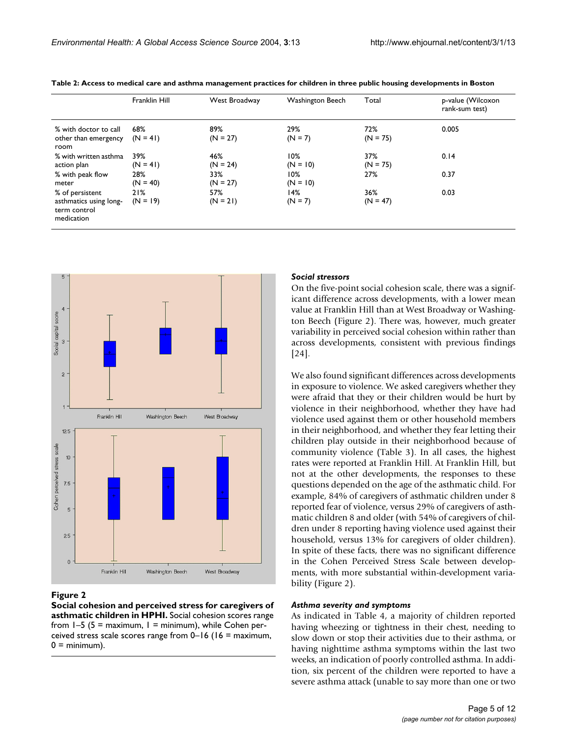**Table 2: Access to medical care and asthma management practices for children in three public housing developments in Boston**

| | Franklin Hill | West Broadway | Washington Beech | Total | p-value (Wilcoxon rank-sum test) |
|---|---|---|---|---|---|
| % with doctor to call other than emergency room | 68% (N = 41) | 89% (N = 27) | 29% (N = 7) | 72% (N = 75) | 0.005 |
| % with written asthma action plan | 39% (N = 41) | 46% (N = 24) | 10% (N = 10) | 37% (N = 75) | 0.14 |
| % with peak flow meter | 28% (N = 40) | 33% (N = 27) | 10% (N = 10) | 27% | 0.37 |
| % of persistent asthmatics using long-term control medication | 21% (N = 19) | 57% (N = 21) | 14% (N = 7) | 36% (N = 47) | 0.03 |

**Figure 2**

**Social cohesion and perceived stress for caregivers of asthmatic children in HPHI.** Social cohesion scores range from 1–5 (5 = maximum, 1 = minimum), while Cohen perceived stress scale scores range from 0–16 (16 = maximum, 0 = minimum).

### *Social stressors*

On the five-point social cohesion scale, there was a significant difference across developments, with a lower mean value at Franklin Hill than at West Broadway or Washington Beech (Figure 2). There was, however, much greater variability in perceived social cohesion within rather than across developments, consistent with previous findings [24].

We also found significant differences across developments in exposure to violence. We asked caregivers whether they were afraid that they or their children would be hurt by violence in their neighborhood, whether they have had violence used against them or other household members in their neighborhood, and whether they fear letting their children play outside in their neighborhood because of community violence (Table 3). In all cases, the highest rates were reported at Franklin Hill. At Franklin Hill, but not at the other developments, the responses to these questions depended on the age of the asthmatic child. For example, 84% of caregivers of asthmatic children under 8 reported fear of violence, versus 29% of caregivers of asthmatic children 8 and older (with 54% of caregivers of children under 8 reporting having violence used against their household, versus 13% for caregivers of older children). In spite of these facts, there was no significant difference in the Cohen Perceived Stress Scale between developments, with more substantial within-development variability (Figure 2).

### *Asthma severity and symptoms*

As indicated in Table 4, a majority of children reported having wheezing or tightness in their chest, needing to slow down or stop their activities due to their asthma, or having nighttime asthma symptoms within the last two weeks, an indication of poorly controlled asthma. In addition, six percent of the children were reported to have a severe asthma attack (unable to say more than one or two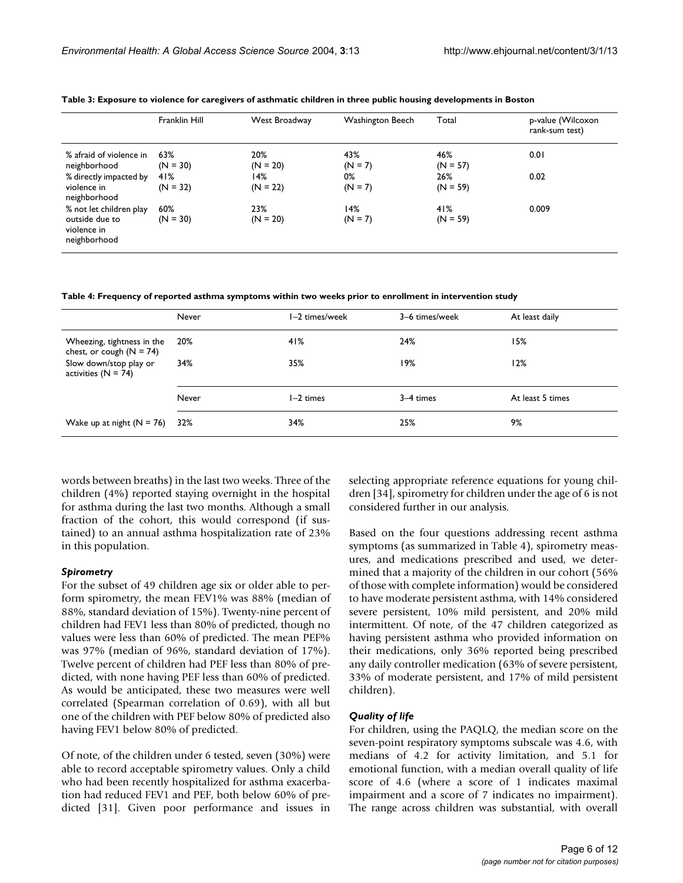**Table 3: Exposure to violence for caregivers of asthmatic children in three public housing developments in Boston**

| | Franklin Hill | West Broadway | Washington Beech | Total | p-value (Wilcoxon rank-sum test) |
|---|---|---|---|---|---|
| % afraid of violence in neighborhood | 63% (N = 30) | 20% (N = 20) | 43% (N = 7) | 46% (N = 57) | 0.01 |
| % directly impacted by violence in neighborhood | 41% (N = 32) | 14% (N = 22) | 0% (N = 7) | 26% (N = 59) | 0.02 |
| % not let children play outside due to violence in neighborhood | 60% (N = 30) | 23% (N = 20) | 14% (N = 7) | 41% (N = 59) | 0.009 |

**Table 4: Frequency of reported asthma symptoms within two weeks prior to enrollment in intervention study**

| | Never | 1–2 times/week | 3–6 times/week | At least daily |
|---|---|---|---|---|
| Wheezing, tightness in the chest, or cough (N = 74) | 20% | 41% | 24% | 15% |
| Slow down/stop play or activities (N = 74) | 34% | 35% | 19% | 12% |
| | **Never** | **1–2 times** | **3–4 times** | **At least 5 times** |
| Wake up at night (N = 76) | 32% | 34% | 25% | 9% |

words between breaths) in the last two weeks. Three of the children (4%) reported staying overnight in the hospital for asthma during the last two months. Although a small fraction of the cohort, this would correspond (if sustained) to an annual asthma hospitalization rate of 23% in this population.

### *Spirometry*

For the subset of 49 children age six or older able to perform spirometry, the mean FEV1% was 88% (median of 88%, standard deviation of 15%). Twenty-nine percent of children had FEV1 less than 80% of predicted, though no values were less than 60% of predicted. The mean PEF% was 97% (median of 96%, standard deviation of 17%). Twelve percent of children had PEF less than 80% of predicted, with none having PEF less than 60% of predicted. As would be anticipated, these two measures were well correlated (Spearman correlation of 0.69), with all but one of the children with PEF below 80% of predicted also having FEV1 below 80% of predicted.

Of note, of the children under 6 tested, seven (30%) were able to record acceptable spirometry values. Only a child who had been recently hospitalized for asthma exacerbation had reduced FEV1 and PEF, both below 60% of predicted [31]. Given poor performance and issues in selecting appropriate reference equations for young children [34], spirometry for children under the age of 6 is not considered further in our analysis.

Based on the four questions addressing recent asthma symptoms (as summarized in Table 4), spirometry measures, and medications prescribed and used, we determined that a majority of the children in our cohort (56% of those with complete information) would be considered to have moderate persistent asthma, with 14% considered severe persistent, 10% mild persistent, and 20% mild intermittent. Of note, of the 47 children categorized as having persistent asthma who provided information on their medications, only 36% reported being prescribed any daily controller medication (63% of severe persistent, 33% of moderate persistent, and 17% of mild persistent children).

### *Quality of life*

For children, using the PAQLQ, the median score on the seven-point respiratory symptoms subscale was 4.6, with medians of 4.2 for activity limitation, and 5.1 for emotional function, with a median overall quality of life score of 4.6 (where a score of 1 indicates maximal impairment and a score of 7 indicates no impairment). The range across children was substantial, with overall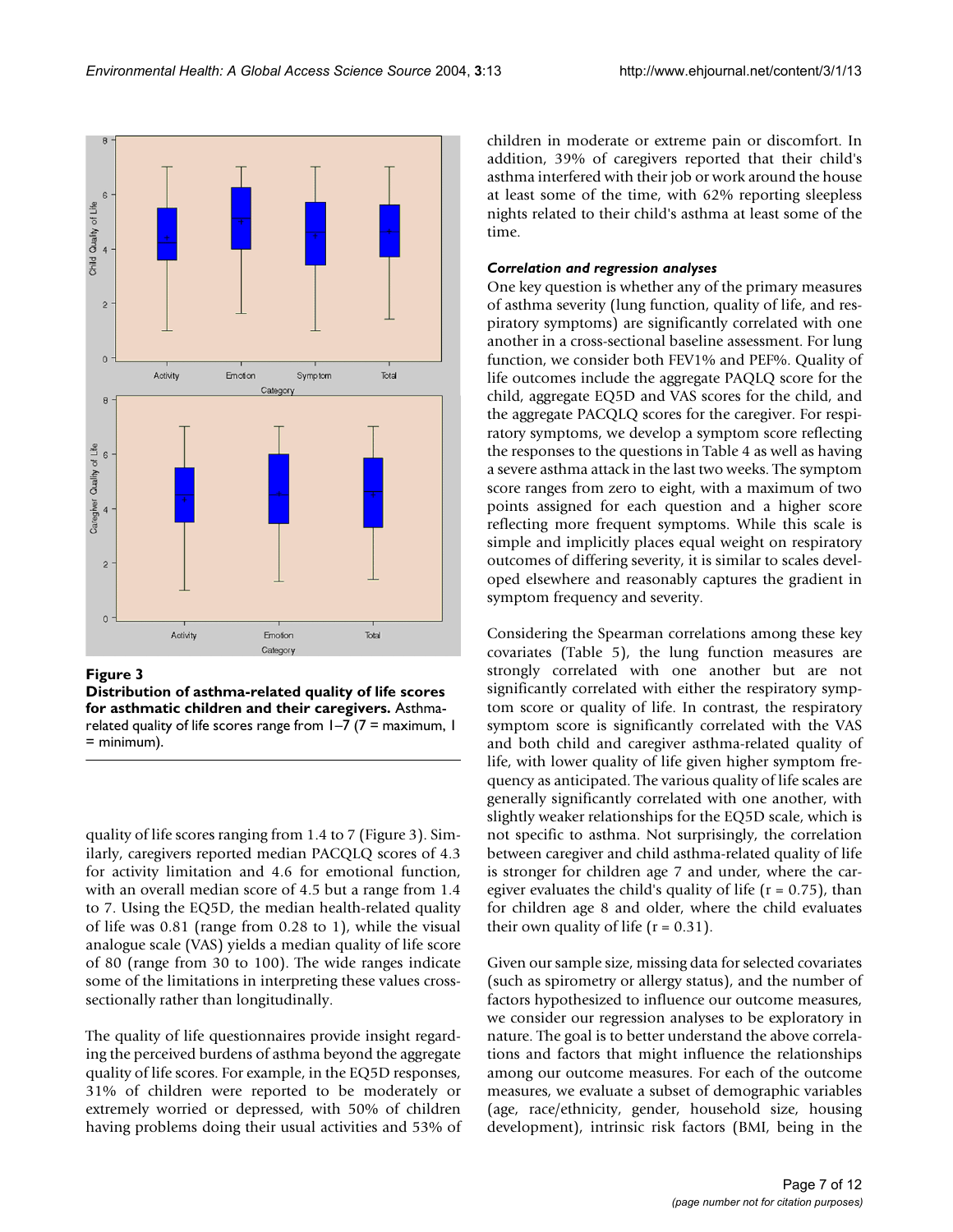**Figure 3**

**Distribution of asthma-related quality of life scores for asthmatic children and their caregivers.** Asthma-related quality of life scores range from 1–7 (7 = maximum, 1 = minimum).

quality of life scores ranging from 1.4 to 7 (Figure 3). Similarly, caregivers reported median PACQLQ scores of 4.3 for activity limitation and 4.6 for emotional function, with an overall median score of 4.5 but a range from 1.4 to 7. Using the EQ5D, the median health-related quality of life was 0.81 (range from 0.28 to 1), while the visual analogue scale (VAS) yields a median quality of life score of 80 (range from 30 to 100). The wide ranges indicate some of the limitations in interpreting these values cross-sectionally rather than longitudinally.

The quality of life questionnaires provide insight regarding the perceived burdens of asthma beyond the aggregate quality of life scores. For example, in the EQ5D responses, 31% of children were reported to be moderately or extremely worried or depressed, with 50% of children having problems doing their usual activities and 53% of children in moderate or extreme pain or discomfort. In addition, 39% of caregivers reported that their child's asthma interfered with their job or work around the house at least some of the time, with 62% reporting sleepless nights related to their child's asthma at least some of the time.

### *Correlation and regression analyses*

One key question is whether any of the primary measures of asthma severity (lung function, quality of life, and respiratory symptoms) are significantly correlated with one another in a cross-sectional baseline assessment. For lung function, we consider both FEV1% and PEF%. Quality of life outcomes include the aggregate PAQLQ score for the child, aggregate EQ5D and VAS scores for the child, and the aggregate PACQLQ scores for the caregiver. For respiratory symptoms, we develop a symptom score reflecting the responses to the questions in Table 4 as well as having a severe asthma attack in the last two weeks. The symptom score ranges from zero to eight, with a maximum of two points assigned for each question and a higher score reflecting more frequent symptoms. While this scale is simple and implicitly places equal weight on respiratory outcomes of differing severity, it is similar to scales developed elsewhere and reasonably captures the gradient in symptom frequency and severity.

Considering the Spearman correlations among these key covariates (Table 5), the lung function measures are strongly correlated with one another but are not significantly correlated with either the respiratory symptom score or quality of life. In contrast, the respiratory symptom score is significantly correlated with the VAS and both child and caregiver asthma-related quality of life, with lower quality of life given higher symptom frequency as anticipated. The various quality of life scales are generally significantly correlated with one another, with slightly weaker relationships for the EQ5D scale, which is not specific to asthma. Not surprisingly, the correlation between caregiver and child asthma-related quality of life is stronger for children age 7 and under, where the caregiver evaluates the child's quality of life ($r = 0.75$), than for children age 8 and older, where the child evaluates their own quality of life ($r = 0.31$).

Given our sample size, missing data for selected covariates (such as spirometry or allergy status), and the number of factors hypothesized to influence our outcome measures, we consider our regression analyses to be exploratory in nature. The goal is to better understand the above correlations and factors that might influence the relationships among our outcome measures. For each of the outcome measures, we evaluate a subset of demographic variables (age, race/ethnicity, gender, household size, housing development), intrinsic risk factors (BMI, being in the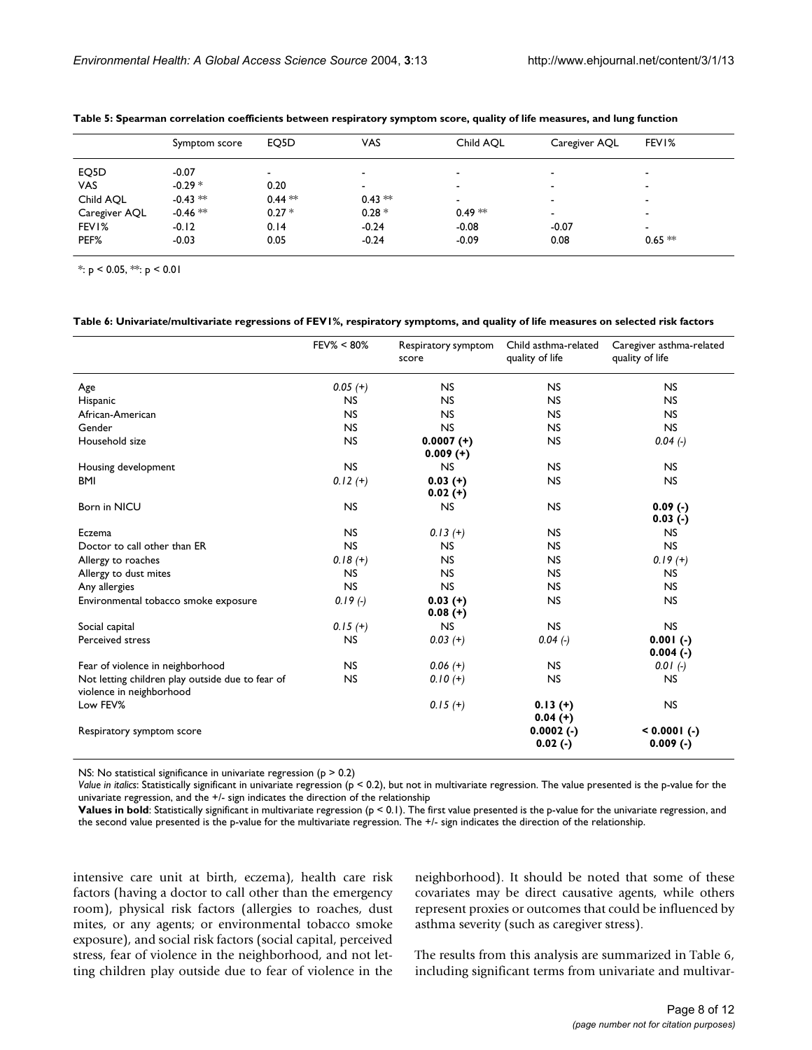**Table 5: Spearman correlation coefficients between respiratory symptom score, quality of life measures, and lung function**

| | Symptom score | EQ5D | VAS | Child AQL | Caregiver AQL | FEV1% |
|---|---|---|---|---|---|---|
| EQ5D | -0.07 | - | - | - | - | - |
| VAS | -0.29 * | 0.20 | - | - | - | - |
| Child AQL | -0.43 ** | 0.44 ** | 0.43 ** | - | - | - |
| Caregiver AQL | -0.46 ** | 0.27 * | 0.28 * | 0.49 ** | - | - |
| FEV1% | -0.12 | 0.14 | -0.24 | -0.08 | -0.07 | - |
| PEF% | -0.03 | 0.05 | -0.24 | -0.09 | 0.08 | 0.65 ** |

*: $p < 0.05$, **: $p < 0.01$

**Table 6: Univariate/multivariate regressions of FEV1%, respiratory symptoms, and quality of life measures on selected risk factors**

| | FEV% < 80% | Respiratory symptom score | Child asthma-related quality of life | Caregiver asthma-related quality of life |
|---|---|---|---|---|
| Age | *0.05 (+)* | NS | NS | NS |
| Hispanic | NS | NS | NS | NS |
| African-American | NS | NS | NS | NS |
| Gender | NS | NS | NS | NS |
| Household size | NS | **0.0007 (+)** **0.009 (+)** | NS | *0.04 (-)* |
| Housing development | NS | NS | NS | NS |
| BMI | *0.12 (+)* | **0.03 (+)** **0.02 (+)** | NS | NS |
| Born in NICU | NS | NS | NS | **0.09 (-)** **0.03 (-)** |
| Eczema | NS | *0.13 (+)* | NS | NS |
| Doctor to call other than ER | NS | NS | NS | NS |
| Allergy to roaches | *0.18 (+)* | NS | NS | *0.19 (+)* |
| Allergy to dust mites | NS | NS | NS | NS |
| Any allergies | NS | NS | NS | NS |
| Environmental tobacco smoke exposure | *0.19 (-)* | **0.03 (+)** **0.08 (+)** | NS | NS |
| Social capital | *0.15 (+)* | NS | NS | NS |
| Perceived stress | NS | *0.03 (+)* | *0.04 (-)* | **0.001 (-)** **0.004 (-)** |
| Fear of violence in neighborhood | NS | *0.06 (+)* | NS | *0.01 (-)* |
| Not letting children play outside due to fear of violence in neighborhood | NS | *0.10 (+)* | NS | NS |
| Low FEV% | | *0.15 (+)* | **0.13 (+)** **0.04 (+)** | NS |
| Respiratory symptom score | | | **0.0002 (-)** **0.02 (-)** | **< 0.0001 (-)** **0.009 (-)** |

NS: No statistical significance in univariate regression ($p > 0.2$)

*Value in italics*: Statistically significant in univariate regression ($p < 0.2$), but not in multivariate regression. The value presented is the p-value for the univariate regression, and the +/- sign indicates the direction of the relationship

**Values in bold**: Statistically significant in multivariate regression ($p < 0.1$). The first value presented is the p-value for the univariate regression, and the second value presented is the p-value for the multivariate regression. The +/- sign indicates the direction of the relationship.

intensive care unit at birth, eczema), health care risk factors (having a doctor to call other than the emergency room), physical risk factors (allergies to roaches, dust mites, or any agents; or environmental tobacco smoke exposure), and social risk factors (social capital, perceived stress, fear of violence in the neighborhood, and not letting children play outside due to fear of violence in the neighborhood). It should be noted that some of these covariates may be direct causative agents, while others represent proxies or outcomes that could be influenced by asthma severity (such as caregiver stress).

The results from this analysis are summarized in Table 6, including significant terms from univariate and multivar-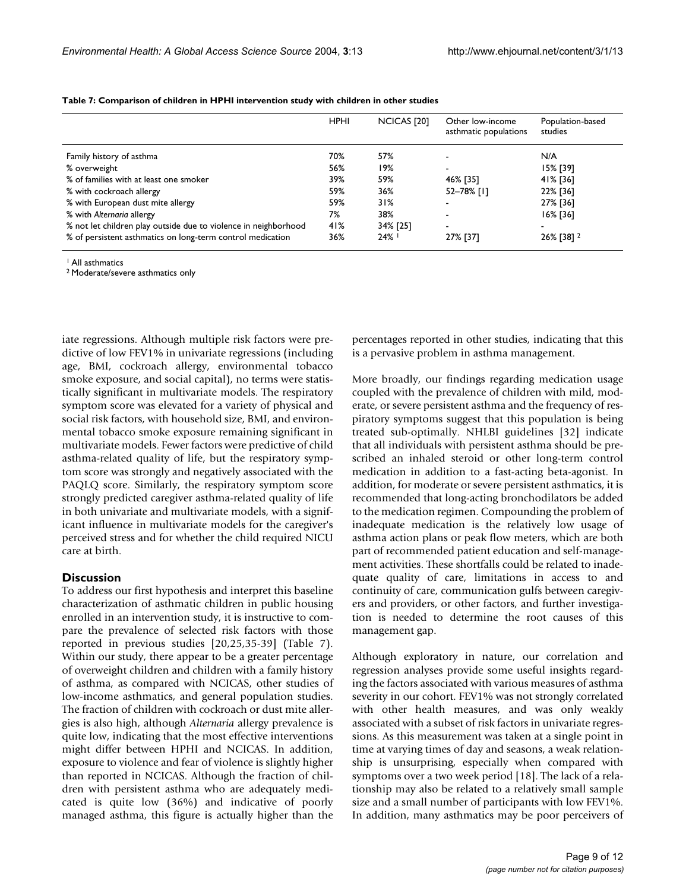**Table 7: Comparison of children in HPHI intervention study with children in other studies**

| | HPHI | NCICAS [20] | Other low-income asthmatic populations | Population-based studies |
|---|---|---|---|---|
| Family history of asthma | 70% | 57% | - | N/A |
| % overweight | 56% | 19% | - | 15% [39] |
| % of families with at least one smoker | 39% | 59% | 46% [35] | 41% [36] |
| % with cockroach allergy | 59% | 36% | 52–78% [1] | 22% [36] |
| % with European dust mite allergy | 59% | 31% | - | 27% [36] |
| % with *Alternaria* allergy | 7% | 38% | - | 16% [36] |
| % not let children play outside due to violence in neighborhood | 41% | 34% [25] | - | - |
| % of persistent asthmatics on long-term control medication | 36% | 24% [1] | 27% [37] | 26% [38] [2] |

[1] All asthmatics
[2] Moderate/severe asthmatics only

iate regressions. Although multiple risk factors were predictive of low FEV1% in univariate regressions (including age, BMI, cockroach allergy, environmental tobacco smoke exposure, and social capital), no terms were statistically significant in multivariate models. The respiratory symptom score was elevated for a variety of physical and social risk factors, with household size, BMI, and environmental tobacco smoke exposure remaining significant in multivariate models. Fewer factors were predictive of child asthma-related quality of life, but the respiratory symptom score was strongly and negatively associated with the PAQLQ score. Similarly, the respiratory symptom score strongly predicted caregiver asthma-related quality of life in both univariate and multivariate models, with a significant influence in multivariate models for the caregiver's perceived stress and for whether the child required NICU care at birth.

## Discussion

To address our first hypothesis and interpret this baseline characterization of asthmatic children in public housing enrolled in an intervention study, it is instructive to compare the prevalence of selected risk factors with those reported in previous studies [20,25,35-39] (Table 7). Within our study, there appear to be a greater percentage of overweight children and children with a family history of asthma, as compared with NCICAS, other studies of low-income asthmatics, and general population studies. The fraction of children with cockroach or dust mite allergies is also high, although *Alternaria* allergy prevalence is quite low, indicating that the most effective interventions might differ between HPHI and NCICAS. In addition, exposure to violence and fear of violence is slightly higher than reported in NCICAS. Although the fraction of children with persistent asthma who are adequately medicated is quite low (36%) and indicative of poorly managed asthma, this figure is actually higher than the percentages reported in other studies, indicating that this is a pervasive problem in asthma management.

More broadly, our findings regarding medication usage coupled with the prevalence of children with mild, moderate, or severe persistent asthma and the frequency of respiratory symptoms suggest that this population is being treated sub-optimally. NHLBI guidelines [32] indicate that all individuals with persistent asthma should be prescribed an inhaled steroid or other long-term control medication in addition to a fast-acting beta-agonist. In addition, for moderate or severe persistent asthmatics, it is recommended that long-acting bronchodilators be added to the medication regimen. Compounding the problem of inadequate medication is the relatively low usage of asthma action plans or peak flow meters, which are both part of recommended patient education and self-management activities. These shortfalls could be related to inadequate quality of care, limitations in access to and continuity of care, communication gulfs between caregivers and providers, or other factors, and further investigation is needed to determine the root causes of this management gap.

Although exploratory in nature, our correlation and regression analyses provide some useful insights regarding the factors associated with various measures of asthma severity in our cohort. FEV1% was not strongly correlated with other health measures, and was only weakly associated with a subset of risk factors in univariate regressions. As this measurement was taken at a single point in time at varying times of day and seasons, a weak relationship is unsurprising, especially when compared with symptoms over a two week period [18]. The lack of a relationship may also be related to a relatively small sample size and a small number of participants with low FEV1%. In addition, many asthmatics may be poor perceivers of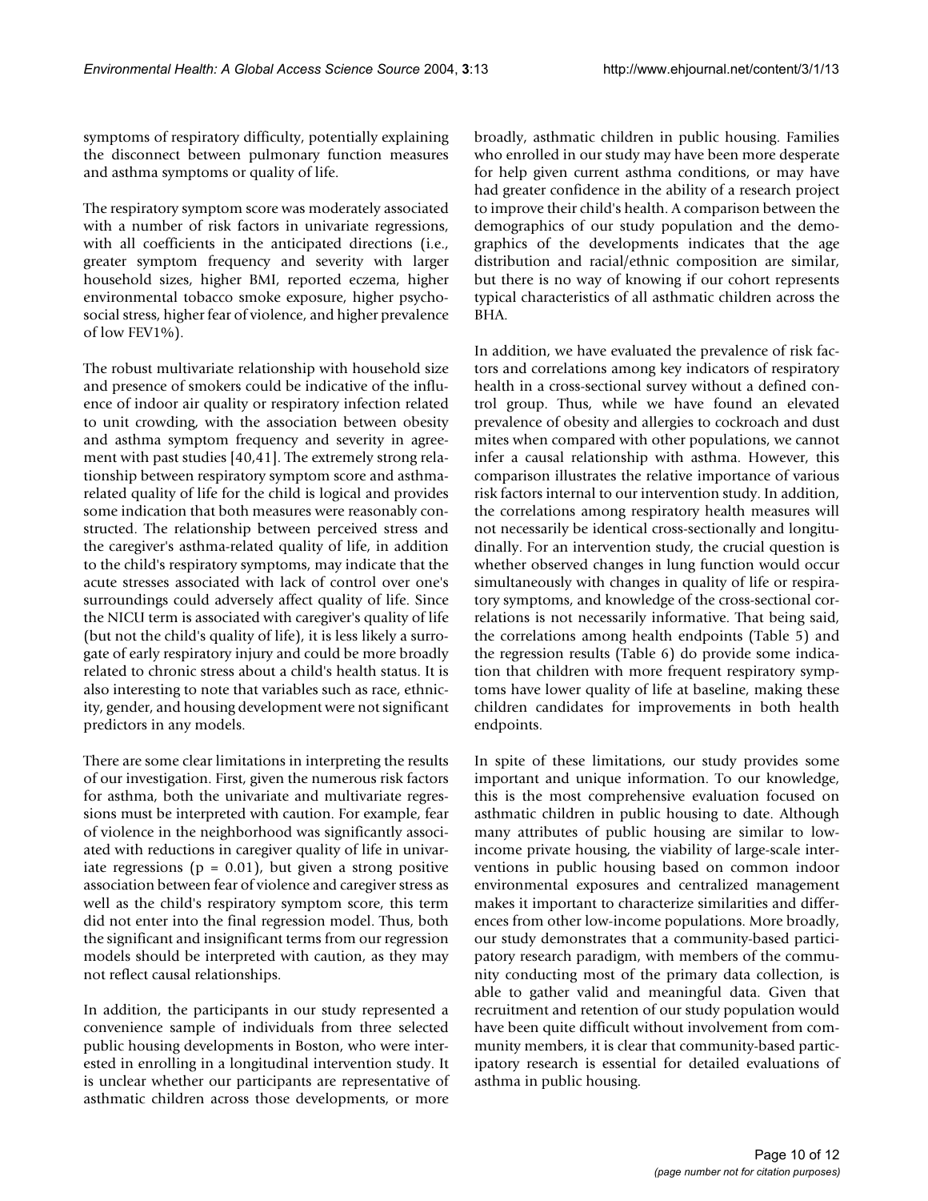symptoms of respiratory difficulty, potentially explaining the disconnect between pulmonary function measures and asthma symptoms or quality of life.

The respiratory symptom score was moderately associated with a number of risk factors in univariate regressions, with all coefficients in the anticipated directions (i.e., greater symptom frequency and severity with larger household sizes, higher BMI, reported eczema, higher environmental tobacco smoke exposure, higher psychosocial stress, higher fear of violence, and higher prevalence of low FEV1%).

The robust multivariate relationship with household size and presence of smokers could be indicative of the influence of indoor air quality or respiratory infection related to unit crowding, with the association between obesity and asthma symptom frequency and severity in agreement with past studies [40,41]. The extremely strong relationship between respiratory symptom score and asthma-related quality of life for the child is logical and provides some indication that both measures were reasonably constructed. The relationship between perceived stress and the caregiver's asthma-related quality of life, in addition to the child's respiratory symptoms, may indicate that the acute stresses associated with lack of control over one's surroundings could adversely affect quality of life. Since the NICU term is associated with caregiver's quality of life (but not the child's quality of life), it is less likely a surrogate of early respiratory injury and could be more broadly related to chronic stress about a child's health status. It is also interesting to note that variables such as race, ethnicity, gender, and housing development were not significant predictors in any models.

There are some clear limitations in interpreting the results of our investigation. First, given the numerous risk factors for asthma, both the univariate and multivariate regressions must be interpreted with caution. For example, fear of violence in the neighborhood was significantly associated with reductions in caregiver quality of life in univariate regressions ($p = 0.01$), but given a strong positive association between fear of violence and caregiver stress as well as the child's respiratory symptom score, this term did not enter into the final regression model. Thus, both the significant and insignificant terms from our regression models should be interpreted with caution, as they may not reflect causal relationships.

In addition, the participants in our study represented a convenience sample of individuals from three selected public housing developments in Boston, who were interested in enrolling in a longitudinal intervention study. It is unclear whether our participants are representative of asthmatic children across those developments, or more broadly, asthmatic children in public housing. Families who enrolled in our study may have been more desperate for help given current asthma conditions, or may have had greater confidence in the ability of a research project to improve their child's health. A comparison between the demographics of our study population and the demographics of the developments indicates that the age distribution and racial/ethnic composition are similar, but there is no way of knowing if our cohort represents typical characteristics of all asthmatic children across the BHA.

In addition, we have evaluated the prevalence of risk factors and correlations among key indicators of respiratory health in a cross-sectional survey without a defined control group. Thus, while we have found an elevated prevalence of obesity and allergies to cockroach and dust mites when compared with other populations, we cannot infer a causal relationship with asthma. However, this comparison illustrates the relative importance of various risk factors internal to our intervention study. In addition, the correlations among respiratory health measures will not necessarily be identical cross-sectionally and longitudinally. For an intervention study, the crucial question is whether observed changes in lung function would occur simultaneously with changes in quality of life or respiratory symptoms, and knowledge of the cross-sectional correlations is not necessarily informative. That being said, the correlations among health endpoints (Table 5) and the regression results (Table 6) do provide some indication that children with more frequent respiratory symptoms have lower quality of life at baseline, making these children candidates for improvements in both health endpoints.

In spite of these limitations, our study provides some important and unique information. To our knowledge, this is the most comprehensive evaluation focused on asthmatic children in public housing to date. Although many attributes of public housing are similar to low-income private housing, the viability of large-scale interventions in public housing based on common indoor environmental exposures and centralized management makes it important to characterize similarities and differences from other low-income populations. More broadly, our study demonstrates that a community-based participatory research paradigm, with members of the community conducting most of the primary data collection, is able to gather valid and meaningful data. Given that recruitment and retention of our study population would have been quite difficult without involvement from community members, it is clear that community-based participatory research is essential for detailed evaluations of asthma in public housing.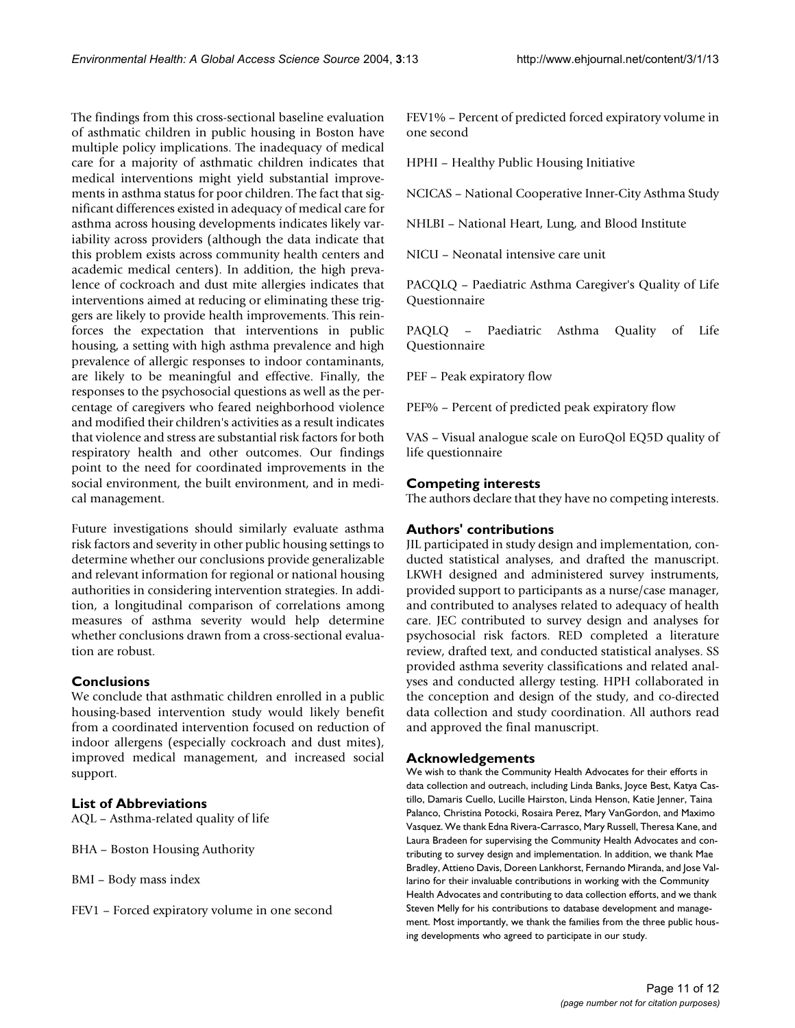The findings from this cross-sectional baseline evaluation of asthmatic children in public housing in Boston have multiple policy implications. The inadequacy of medical care for a majority of asthmatic children indicates that medical interventions might yield substantial improvements in asthma status for poor children. The fact that significant differences existed in adequacy of medical care for asthma across housing developments indicates likely variability across providers (although the data indicate that this problem exists across community health centers and academic medical centers). In addition, the high prevalence of cockroach and dust mite allergies indicates that interventions aimed at reducing or eliminating these triggers are likely to provide health improvements. This reinforces the expectation that interventions in public housing, a setting with high asthma prevalence and high prevalence of allergic responses to indoor contaminants, are likely to be meaningful and effective. Finally, the responses to the psychosocial questions as well as the percentage of caregivers who feared neighborhood violence and modified their children's activities as a result indicates that violence and stress are substantial risk factors for both respiratory health and other outcomes. Our findings point to the need for coordinated improvements in the social environment, the built environment, and in medical management.

Future investigations should similarly evaluate asthma risk factors and severity in other public housing settings to determine whether our conclusions provide generalizable and relevant information for regional or national housing authorities in considering intervention strategies. In addition, a longitudinal comparison of correlations among measures of asthma severity would help determine whether conclusions drawn from a cross-sectional evaluation are robust.

## Conclusions

We conclude that asthmatic children enrolled in a public housing-based intervention study would likely benefit from a coordinated intervention focused on reduction of indoor allergens (especially cockroach and dust mites), improved medical management, and increased social support.

## List of Abbreviations

AQL – Asthma-related quality of life

BHA – Boston Housing Authority

BMI – Body mass index

FEV1 – Forced expiratory volume in one second

FEV1% – Percent of predicted forced expiratory volume in one second

HPHI – Healthy Public Housing Initiative

NCICAS – National Cooperative Inner-City Asthma Study

NHLBI – National Heart, Lung, and Blood Institute

NICU – Neonatal intensive care unit

PACQLQ – Paediatric Asthma Caregiver's Quality of Life Questionnaire

PAQLQ – Paediatric Asthma Quality of Life Questionnaire

PEF – Peak expiratory flow

PEF% – Percent of predicted peak expiratory flow

VAS – Visual analogue scale on EuroQol EQ5D quality of life questionnaire

## Competing interests

The authors declare that they have no competing interests.

## Authors' contributions

JIL participated in study design and implementation, conducted statistical analyses, and drafted the manuscript. LKWH designed and administered survey instruments, provided support to participants as a nurse/case manager, and contributed to analyses related to adequacy of health care. JEC contributed to survey design and analyses for psychosocial risk factors. RED completed a literature review, drafted text, and conducted statistical analyses. SS provided asthma severity classifications and related analyses and conducted allergy testing. HPH collaborated in the conception and design of the study, and co-directed data collection and study coordination. All authors read and approved the final manuscript.

## Acknowledgements

We wish to thank the Community Health Advocates for their efforts in data collection and outreach, including Linda Banks, Joyce Best, Katya Castillo, Damaris Cuello, Lucille Hairston, Linda Henson, Katie Jenner, Taina Palanco, Christina Potocki, Rosaira Perez, Mary VanGordon, and Maximo Vasquez. We thank Edna Rivera-Carrasco, Mary Russell, Theresa Kane, and Laura Bradeen for supervising the Community Health Advocates and contributing to survey design and implementation. In addition, we thank Mae Bradley, Attieno Davis, Doreen Lankhorst, Fernando Miranda, and Jose Vallarino for their invaluable contributions in working with the Community Health Advocates and contributing to data collection efforts, and we thank Steven Melly for his contributions to database development and management. Most importantly, we thank the families from the three public housing developments who agreed to participate in our study.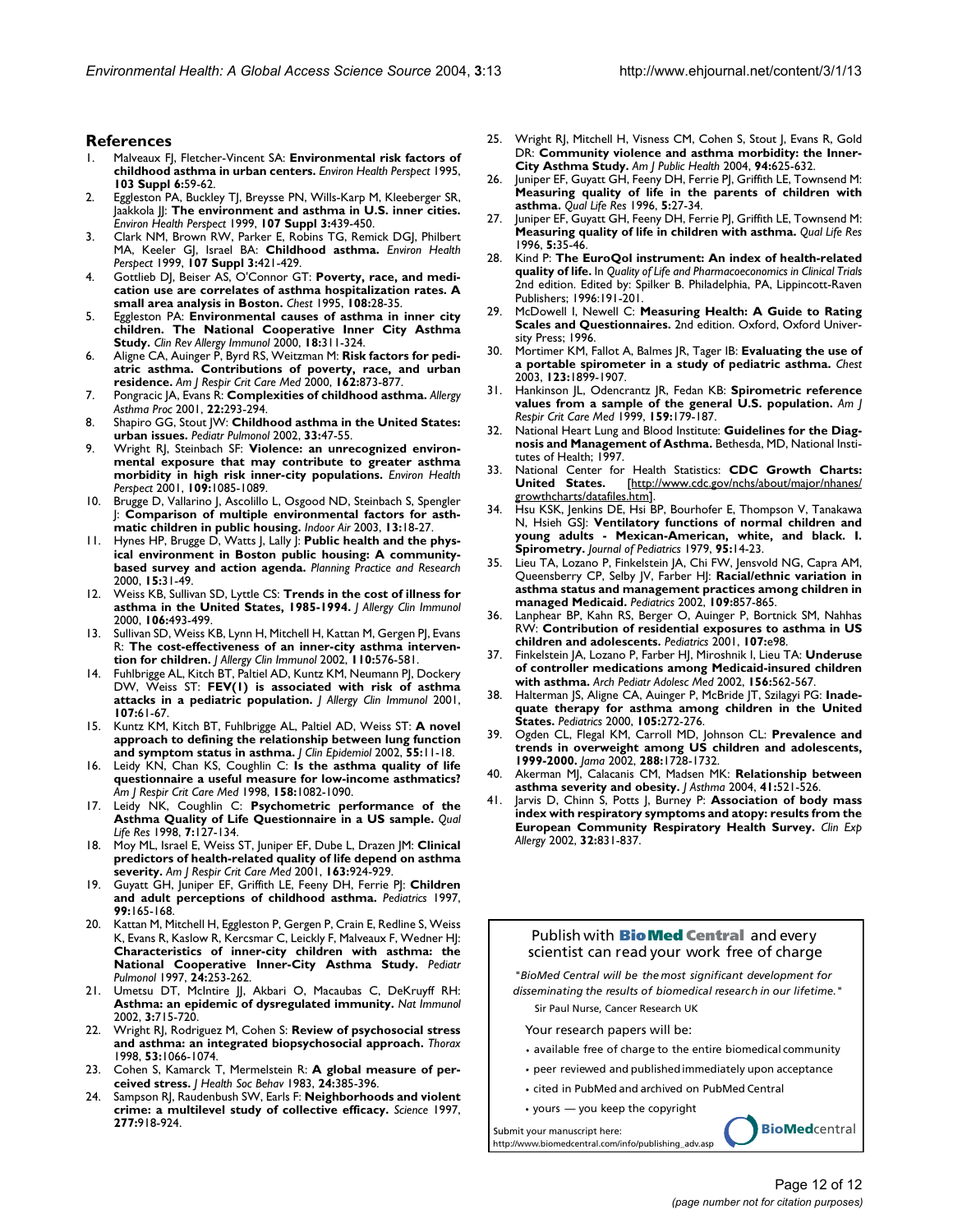## References

1. Malveaux FJ, Fletcher-Vincent SA: **Environmental risk factors of childhood asthma in urban centers.** *Environ Health Perspect* 1995, **103 Suppl 6**:59-62.
2. Eggleston PA, Buckley TJ, Breysse PN, Wills-Karp M, Kleeberger SR, Jaakkola JJ: **The environment and asthma in U.S. inner cities.** *Environ Health Perspect* 1999, **107 Suppl 3**:439-450.
3. Clark NM, Brown RW, Parker E, Robins TG, Remick DGJ, Philbert MA, Keeler GJ, Israel BA: **Childhood asthma.** *Environ Health Perspect* 1999, **107 Suppl 3**:421-429.
4. Gottlieb DJ, Beiser AS, O'Connor GT: **Poverty, race, and medication use are correlates of asthma hospitalization rates. A small area analysis in Boston.** *Chest* 1995, **108**:28-35.
5. Eggleston PA: **Environmental causes of asthma in inner city children. The National Cooperative Inner City Asthma Study.** *Clin Rev Allergy Immunol* 2000, **18**:311-324.
6. Aligne CA, Auinger P, Byrd RS, Weitzman M: **Risk factors for pediatric asthma. Contributions of poverty, race, and urban residence.** *Am J Respir Crit Care Med* 2000, **162**:873-877.
7. Pongracic JA, Evans R: **Complexities of childhood asthma.** *Allergy Asthma Proc* 2001, **22**:293-294.
8. Shapiro GG, Stout JW: **Childhood asthma in the United States: urban issues.** *Pediatr Pulmonol* 2002, **33**:47-55.
9. Wright RJ, Steinbach SF: **Violence: an unrecognized environmental exposure that may contribute to greater asthma morbidity in high risk inner-city populations.** *Environ Health Perspect* 2001, **109**:1085-1089.
10. Brugge D, Vallarino J, Ascolillo L, Osgood ND, Steinbach S, Spengler J: **Comparison of multiple environmental factors for asthmatic children in public housing.** *Indoor Air* 2003, **13**:18-27.
11. Hynes HP, Brugge D, Watts J, Lally J: **Public health and the physical environment in Boston public housing: A community-based survey and action agenda.** *Planning Practice and Research* 2000, **15**:31-49.
12. Weiss KB, Sullivan SD, Lyttle CS: **Trends in the cost of illness for asthma in the United States, 1985-1994.** *J Allergy Clin Immunol* 2000, **106**:493-499.
13. Sullivan SD, Weiss KB, Lynn H, Mitchell H, Kattan M, Gergen PJ, Evans R: **The cost-effectiveness of an inner-city asthma intervention for children.** *J Allergy Clin Immunol* 2002, **110**:576-581.
14. Fuhlbrigge AL, Kitch BT, Paltiel AD, Kuntz KM, Neumann PJ, Dockery DW, Weiss ST: **FEV(1) is associated with risk of asthma attacks in a pediatric population.** *J Allergy Clin Immunol* 2001, **107**:61-67.
15. Kuntz KM, Kitch BT, Fuhlbrigge AL, Paltiel AD, Weiss ST: **A novel approach to defining the relationship between lung function and symptom status in asthma.** *J Clin Epidemiol* 2002, **55**:11-18.
16. Leidy KN, Chan KS, Coughlin C: **Is the asthma quality of life questionnaire a useful measure for low-income asthmatics?** *Am J Respir Crit Care Med* 1998, **158**:1082-1090.
17. Leidy NK, Coughlin C: **Psychometric performance of the Asthma Quality of Life Questionnaire in a US sample.** *Qual Life Res* 1998, **7**:127-134.
18. Moy ML, Israel E, Weiss ST, Juniper EF, Dube L, Drazen JM: **Clinical predictors of health-related quality of life depend on asthma severity.** *Am J Respir Crit Care Med* 2001, **163**:924-929.
19. Guyatt GH, Juniper EF, Griffith LE, Feeny DH, Ferrie PJ: **Children and adult perceptions of childhood asthma.** *Pediatrics* 1997, **99**:165-168.
20. Kattan M, Mitchell H, Eggleston P, Gergen P, Crain E, Redline S, Weiss K, Evans R, Kaslow R, Kercsmar C, Leickly F, Malveaux F, Wedner HJ: **Characteristics of inner-city children with asthma: the National Cooperative Inner-City Asthma Study.** *Pediatr Pulmonol* 1997, **24**:253-262.
21. Umetsu DT, McIntire JJ, Akbari O, Macaubas C, DeKruyff RH: **Asthma: an epidemic of dysregulated immunity.** *Nat Immunol* 2002, **3**:715-720.
22. Wright RJ, Rodriguez M, Cohen S: **Review of psychosocial stress and asthma: an integrated biopsychosocial approach.** *Thorax* 1998, **53**:1066-1074.
23. Cohen S, Kamarck T, Mermelstein R: **A global measure of perceived stress.** *J Health Soc Behav* 1983, **24**:385-396.
24. Sampson RJ, Raudenbush SW, Earls F: **Neighborhoods and violent crime: a multilevel study of collective efficacy.** *Science* 1997, **277**:918-924.
25. Wright RJ, Mitchell H, Visness CM, Cohen S, Stout J, Evans R, Gold DR: **Community violence and asthma morbidity: the Inner-City Asthma Study.** *Am J Public Health* 2004, **94**:625-632.
26. Juniper EF, Guyatt GH, Feeny DH, Ferrie PJ, Griffith LE, Townsend M: **Measuring quality of life in the parents of children with asthma.** *Qual Life Res* 1996, **5**:27-34.
27. Juniper EF, Guyatt GH, Feeny DH, Ferrie PJ, Griffith LE, Townsend M: **Measuring quality of life in children with asthma.** *Qual Life Res* 1996, **5**:35-46.
28. Kind P: **The EuroQol instrument: An index of health-related quality of life.** In *Quality of Life and Pharmacoeconomics in Clinical Trials* 2nd edition. Edited by: Spilker B. Philadelphia, PA, Lippincott-Raven Publishers; 1996:191-201.
29. McDowell I, Newell C: **Measuring Health: A Guide to Rating Scales and Questionnaires.** 2nd edition. Oxford, Oxford University Press; 1996.
30. Mortimer KM, Fallot A, Balmes JR, Tager IB: **Evaluating the use of a portable spirometer in a study of pediatric asthma.** *Chest* 2003, **123**:1899-1907.
31. Hankinson JL, Odencrantz JR, Fedan KB: **Spirometric reference values from a sample of the general U.S. population.** *Am J Respir Crit Care Med* 1999, **159**:179-187.
32. National Heart Lung and Blood Institute: **Guidelines for the Diagnosis and Management of Asthma.** Bethesda, MD, National Institutes of Health; 1997.
33. National Center for Health Statistics: **CDC Growth Charts: United States.** [http://www.cdc.gov/nchs/about/major/nhanes/growthcharts/datafiles.htm].
34. Hsu KSK, Jenkins DE, Hsi BP, Bourhofer E, Thompson V, Tanakawa N, Hsieh GSJ: **Ventilatory functions of normal children and young adults - Mexican-American, white, and black. I. Spirometry.** *Journal of Pediatrics* 1979, **95**:14-23.
35. Lieu TA, Lozano P, Finkelstein JA, Chi FW, Jensvold NG, Capra AM, Queensberry CP, Selby JV, Farber HJ: **Racial/ethnic variation in asthma status and management practices among children in managed Medicaid.** *Pediatrics* 2002, **109**:857-865.
36. Lanphear BP, Kahn RS, Berger O, Auinger P, Bortnick SM, Nahhas RW: **Contribution of residential exposures to asthma in US children and adolescents.** *Pediatrics* 2001, **107**:e98.
37. Finkelstein JA, Lozano P, Farber HJ, Miroshnik I, Lieu TA: **Underuse of controller medications among Medicaid-insured children with asthma.** *Arch Pediatr Adolesc Med* 2002, **156**:562-567.
38. Halterman JS, Aligne CA, Auinger P, McBride JT, Szilagyi PG: **Inadequate therapy for asthma among children in the United States.** *Pediatrics* 2000, **105**:272-276.
39. Ogden CL, Flegal KM, Carroll MD, Johnson CL: **Prevalence and trends in overweight among US children and adolescents, 1999-2000.** *Jama* 2002, **288**:1728-1732.
40. Akerman MJ, Calacanis CM, Madsen MK: **Relationship between asthma severity and obesity.** *J Asthma* 2004, **41**:521-526.
41. Jarvis D, Chinn S, Potts J, Burney P: **Association of body mass index with respiratory symptoms and atopy: results from the European Community Respiratory Health Survey.** *Clin Exp Allergy* 2002, **32**:831-837.

Publish with **BioMed Central** and every scientist can read your work free of charge

*"BioMed Central will be the most significant development for disseminating the results of biomedical research in our lifetime."*

Sir Paul Nurse, Cancer Research UK

Your research papers will be:

- available free of charge to the entire biomedical community
- peer reviewed and published immediately upon acceptance
- cited in PubMed and archived on PubMed Central
- yours — you keep the copyright

Submit your manuscript here:
http://www.biomedcentral.com/info/publishing_adv.asp

BioMedcentral